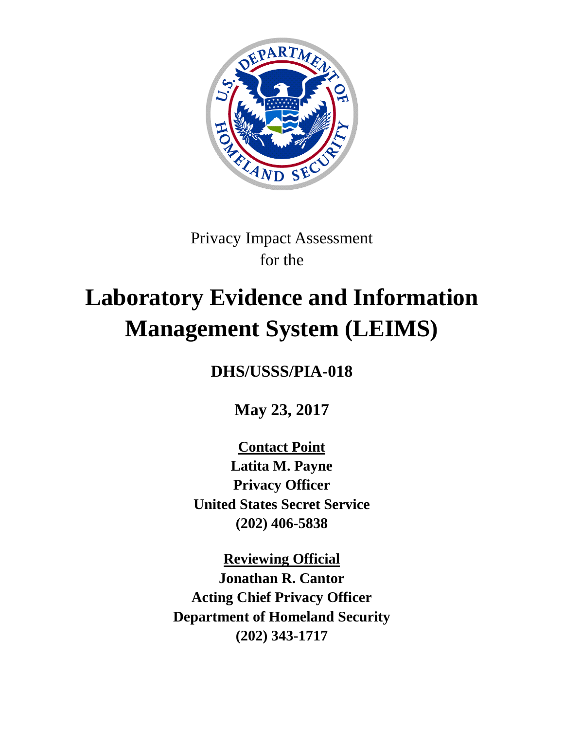Privacy Impact Assessment
for the

# Laboratory Evidence and Information Management System (LEIMS)

**DHS/USSS/PIA-018**

**May 23, 2017**

**Contact Point**
**Latita M. Payne**
**Privacy Officer**
**United States Secret Service**
**(202) 406-5838**

**Reviewing Official**
**Jonathan R. Cantor**
**Acting Chief Privacy Officer**
**Department of Homeland Security**
**(202) 343-1717**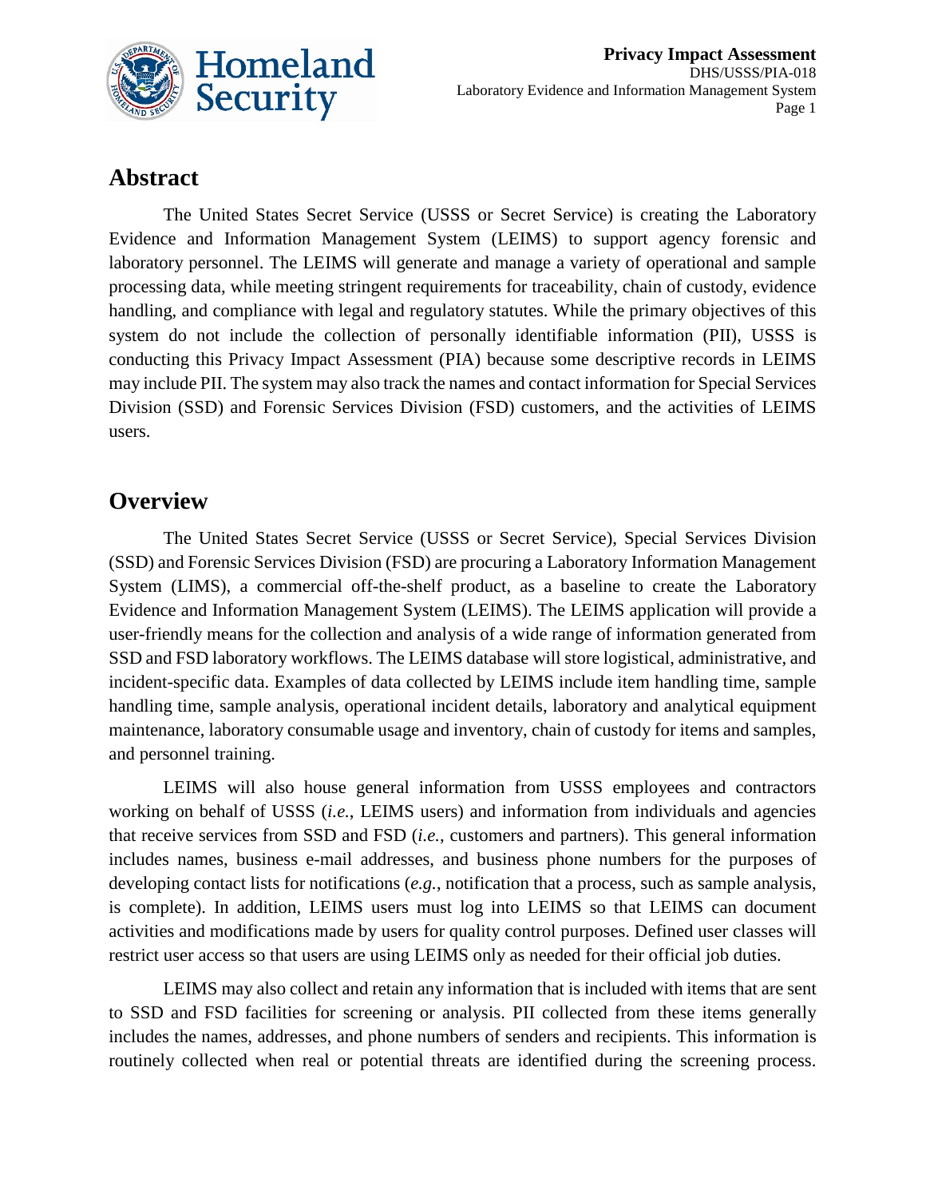## Abstract

The United States Secret Service (USSS or Secret Service) is creating the Laboratory Evidence and Information Management System (LEIMS) to support agency forensic and laboratory personnel. The LEIMS will generate and manage a variety of operational and sample processing data, while meeting stringent requirements for traceability, chain of custody, evidence handling, and compliance with legal and regulatory statutes. While the primary objectives of this system do not include the collection of personally identifiable information (PII), USSS is conducting this Privacy Impact Assessment (PIA) because some descriptive records in LEIMS may include PII. The system may also track the names and contact information for Special Services Division (SSD) and Forensic Services Division (FSD) customers, and the activities of LEIMS users.

## Overview

The United States Secret Service (USSS or Secret Service), Special Services Division (SSD) and Forensic Services Division (FSD) are procuring a Laboratory Information Management System (LIMS), a commercial off-the-shelf product, as a baseline to create the Laboratory Evidence and Information Management System (LEIMS). The LEIMS application will provide a user-friendly means for the collection and analysis of a wide range of information generated from SSD and FSD laboratory workflows. The LEIMS database will store logistical, administrative, and incident-specific data. Examples of data collected by LEIMS include item handling time, sample handling time, sample analysis, operational incident details, laboratory and analytical equipment maintenance, laboratory consumable usage and inventory, chain of custody for items and samples, and personnel training.

LEIMS will also house general information from USSS employees and contractors working on behalf of USSS (*i.e.*, LEIMS users) and information from individuals and agencies that receive services from SSD and FSD (*i.e.*, customers and partners). This general information includes names, business e-mail addresses, and business phone numbers for the purposes of developing contact lists for notifications (*e.g.*, notification that a process, such as sample analysis, is complete). In addition, LEIMS users must log into LEIMS so that LEIMS can document activities and modifications made by users for quality control purposes. Defined user classes will restrict user access so that users are using LEIMS only as needed for their official job duties.

LEIMS may also collect and retain any information that is included with items that are sent to SSD and FSD facilities for screening or analysis. PII collected from these items generally includes the names, addresses, and phone numbers of senders and recipients. This information is routinely collected when real or potential threats are identified during the screening process.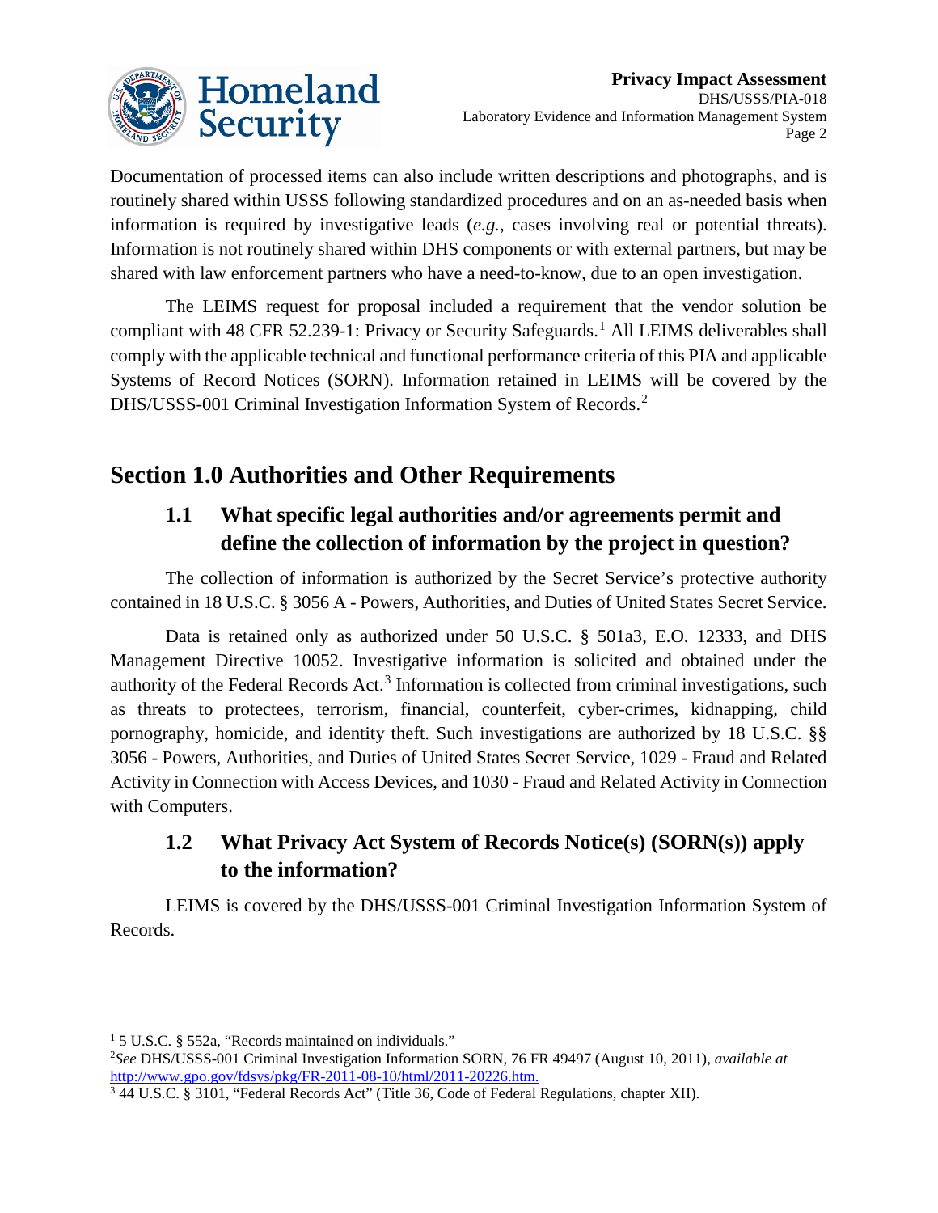Documentation of processed items can also include written descriptions and photographs, and is routinely shared within USSS following standardized procedures and on an as-needed basis when information is required by investigative leads (*e.g.*, cases involving real or potential threats). Information is not routinely shared within DHS components or with external partners, but may be shared with law enforcement partners who have a need-to-know, due to an open investigation.

The LEIMS request for proposal included a requirement that the vendor solution be compliant with 48 CFR 52.239-1: Privacy or Security Safeguards.[1] All LEIMS deliverables shall comply with the applicable technical and functional performance criteria of this PIA and applicable Systems of Record Notices (SORN). Information retained in LEIMS will be covered by the DHS/USSS-001 Criminal Investigation Information System of Records.[2]

## Section 1.0 Authorities and Other Requirements

### 1.1 What specific legal authorities and/or agreements permit and define the collection of information by the project in question?

The collection of information is authorized by the Secret Service's protective authority contained in 18 U.S.C. § 3056 A - Powers, Authorities, and Duties of United States Secret Service.

Data is retained only as authorized under 50 U.S.C. § 501a3, E.O. 12333, and DHS Management Directive 10052. Investigative information is solicited and obtained under the authority of the Federal Records Act.[3] Information is collected from criminal investigations, such as threats to protectees, terrorism, financial, counterfeit, cyber-crimes, kidnapping, child pornography, homicide, and identity theft. Such investigations are authorized by 18 U.S.C. §§ 3056 - Powers, Authorities, and Duties of United States Secret Service, 1029 - Fraud and Related Activity in Connection with Access Devices, and 1030 - Fraud and Related Activity in Connection with Computers.

### 1.2 What Privacy Act System of Records Notice(s) (SORN(s)) apply to the information?

LEIMS is covered by the DHS/USSS-001 Criminal Investigation Information System of Records.

---

[1] 5 U.S.C. § 552a, "Records maintained on individuals."

[2] *See* DHS/USSS-001 Criminal Investigation Information SORN, 76 FR 49497 (August 10, 2011), *available at* http://www.gpo.gov/fdsys/pkg/FR-2011-08-10/html/2011-20226.htm.

[3] 44 U.S.C. § 3101, "Federal Records Act" (Title 36, Code of Federal Regulations, chapter XII).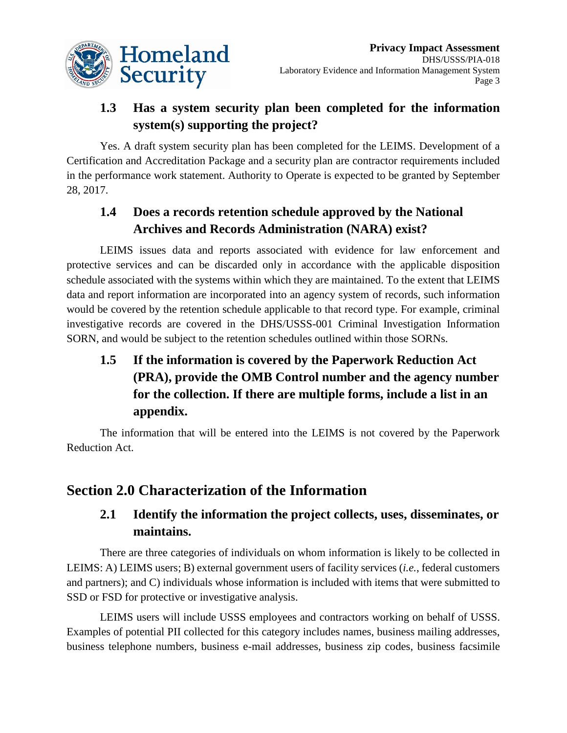### 1.3 Has a system security plan been completed for the information system(s) supporting the project?

Yes. A draft system security plan has been completed for the LEIMS. Development of a Certification and Accreditation Package and a security plan are contractor requirements included in the performance work statement. Authority to Operate is expected to be granted by September 28, 2017.

### 1.4 Does a records retention schedule approved by the National Archives and Records Administration (NARA) exist?

LEIMS issues data and reports associated with evidence for law enforcement and protective services and can be discarded only in accordance with the applicable disposition schedule associated with the systems within which they are maintained. To the extent that LEIMS data and report information are incorporated into an agency system of records, such information would be covered by the retention schedule applicable to that record type. For example, criminal investigative records are covered in the DHS/USSS-001 Criminal Investigation Information SORN, and would be subject to the retention schedules outlined within those SORNs.

### 1.5 If the information is covered by the Paperwork Reduction Act (PRA), provide the OMB Control number and the agency number for the collection. If there are multiple forms, include a list in an appendix.

The information that will be entered into the LEIMS is not covered by the Paperwork Reduction Act.

## Section 2.0 Characterization of the Information

### 2.1 Identify the information the project collects, uses, disseminates, or maintains.

There are three categories of individuals on whom information is likely to be collected in LEIMS: A) LEIMS users; B) external government users of facility services (*i.e.*, federal customers and partners); and C) individuals whose information is included with items that were submitted to SSD or FSD for protective or investigative analysis.

LEIMS users will include USSS employees and contractors working on behalf of USSS. Examples of potential PII collected for this category includes names, business mailing addresses, business telephone numbers, business e-mail addresses, business zip codes, business facsimile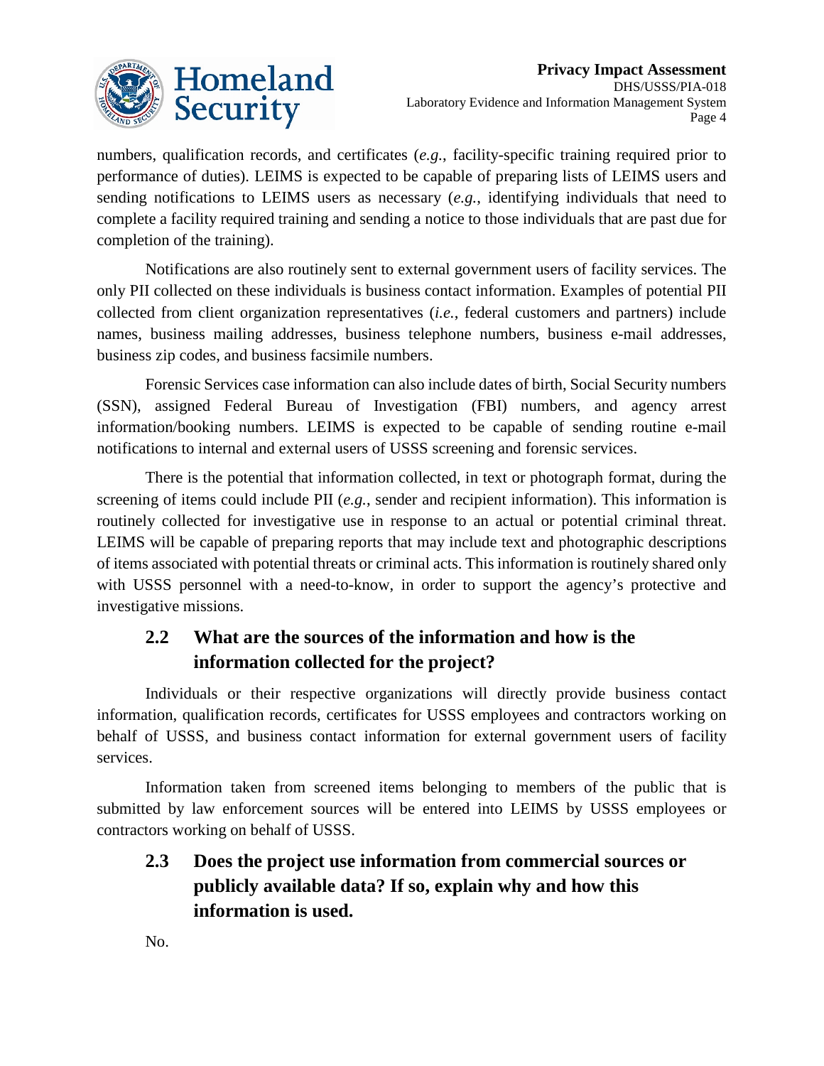numbers, qualification records, and certificates (*e.g.*, facility-specific training required prior to performance of duties). LEIMS is expected to be capable of preparing lists of LEIMS users and sending notifications to LEIMS users as necessary (*e.g.*, identifying individuals that need to complete a facility required training and sending a notice to those individuals that are past due for completion of the training).

Notifications are also routinely sent to external government users of facility services. The only PII collected on these individuals is business contact information. Examples of potential PII collected from client organization representatives (*i.e.*, federal customers and partners) include names, business mailing addresses, business telephone numbers, business e-mail addresses, business zip codes, and business facsimile numbers.

Forensic Services case information can also include dates of birth, Social Security numbers (SSN), assigned Federal Bureau of Investigation (FBI) numbers, and agency arrest information/booking numbers. LEIMS is expected to be capable of sending routine e-mail notifications to internal and external users of USSS screening and forensic services.

There is the potential that information collected, in text or photograph format, during the screening of items could include PII (*e.g.*, sender and recipient information). This information is routinely collected for investigative use in response to an actual or potential criminal threat. LEIMS will be capable of preparing reports that may include text and photographic descriptions of items associated with potential threats or criminal acts. This information is routinely shared only with USSS personnel with a need-to-know, in order to support the agency's protective and investigative missions.

## 2.2 What are the sources of the information and how is the information collected for the project?

Individuals or their respective organizations will directly provide business contact information, qualification records, certificates for USSS employees and contractors working on behalf of USSS, and business contact information for external government users of facility services.

Information taken from screened items belonging to members of the public that is submitted by law enforcement sources will be entered into LEIMS by USSS employees or contractors working on behalf of USSS.

## 2.3 Does the project use information from commercial sources or publicly available data? If so, explain why and how this information is used.

No.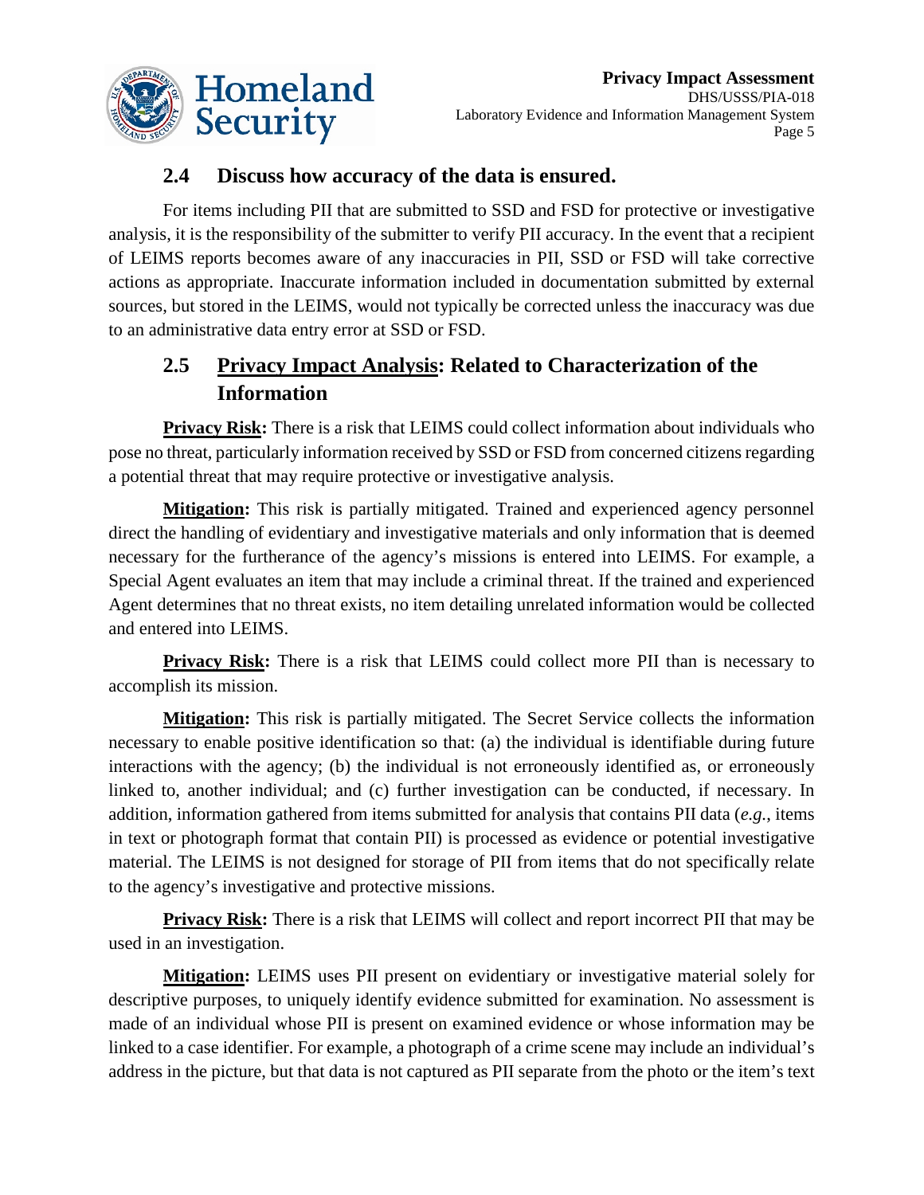## 2.4 Discuss how accuracy of the data is ensured.

For items including PII that are submitted to SSD and FSD for protective or investigative analysis, it is the responsibility of the submitter to verify PII accuracy. In the event that a recipient of LEIMS reports becomes aware of any inaccuracies in PII, SSD or FSD will take corrective actions as appropriate. Inaccurate information included in documentation submitted by external sources, but stored in the LEIMS, would not typically be corrected unless the inaccuracy was due to an administrative data entry error at SSD or FSD.

## 2.5 Privacy Impact Analysis: Related to Characterization of the Information

**Privacy Risk:** There is a risk that LEIMS could collect information about individuals who pose no threat, particularly information received by SSD or FSD from concerned citizens regarding a potential threat that may require protective or investigative analysis.

**Mitigation:** This risk is partially mitigated. Trained and experienced agency personnel direct the handling of evidentiary and investigative materials and only information that is deemed necessary for the furtherance of the agency's missions is entered into LEIMS. For example, a Special Agent evaluates an item that may include a criminal threat. If the trained and experienced Agent determines that no threat exists, no item detailing unrelated information would be collected and entered into LEIMS.

**Privacy Risk:** There is a risk that LEIMS could collect more PII than is necessary to accomplish its mission.

**Mitigation:** This risk is partially mitigated. The Secret Service collects the information necessary to enable positive identification so that: (a) the individual is identifiable during future interactions with the agency; (b) the individual is not erroneously identified as, or erroneously linked to, another individual; and (c) further investigation can be conducted, if necessary. In addition, information gathered from items submitted for analysis that contains PII data (*e.g.*, items in text or photograph format that contain PII) is processed as evidence or potential investigative material. The LEIMS is not designed for storage of PII from items that do not specifically relate to the agency's investigative and protective missions.

**Privacy Risk:** There is a risk that LEIMS will collect and report incorrect PII that may be used in an investigation.

**Mitigation:** LEIMS uses PII present on evidentiary or investigative material solely for descriptive purposes, to uniquely identify evidence submitted for examination. No assessment is made of an individual whose PII is present on examined evidence or whose information may be linked to a case identifier. For example, a photograph of a crime scene may include an individual's address in the picture, but that data is not captured as PII separate from the photo or the item's text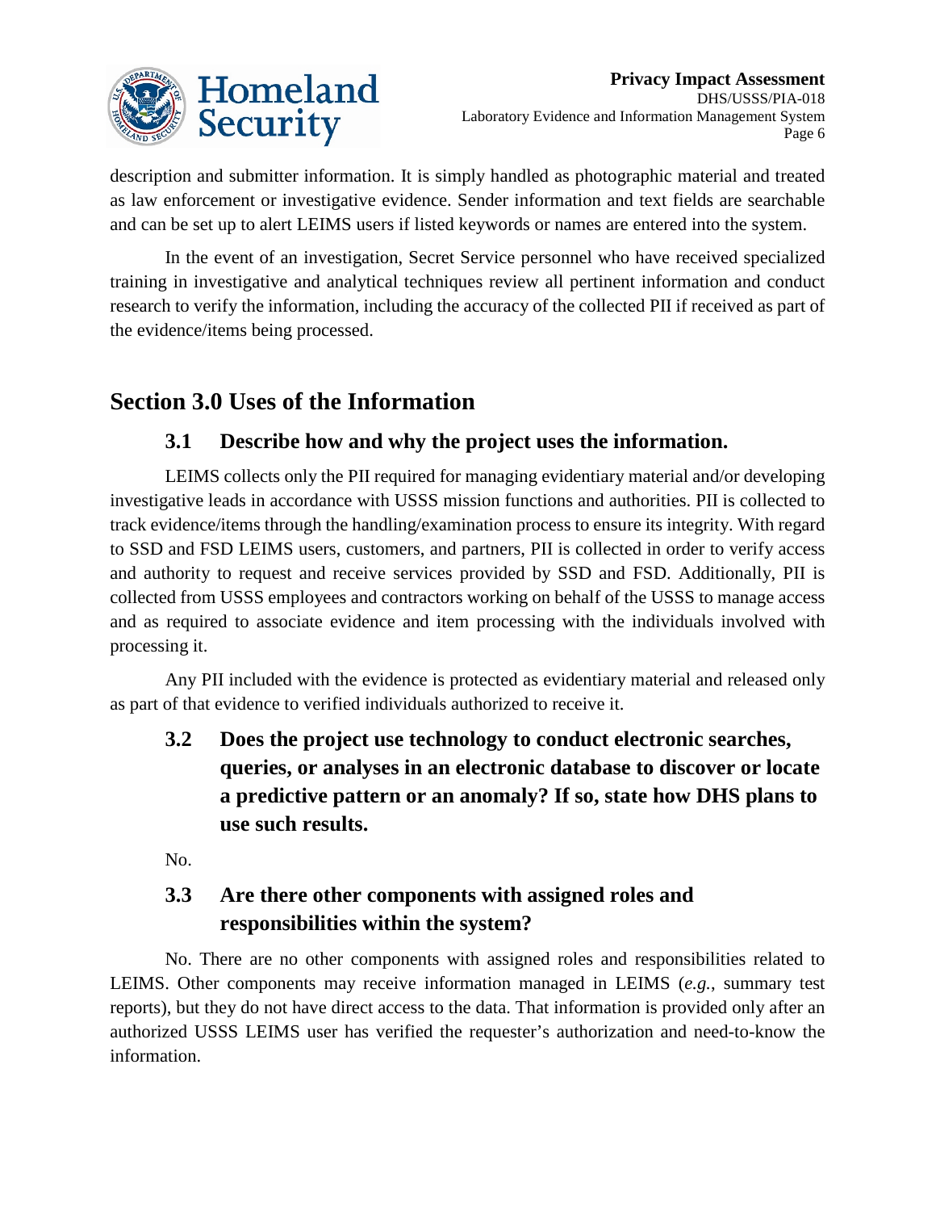description and submitter information. It is simply handled as photographic material and treated as law enforcement or investigative evidence. Sender information and text fields are searchable and can be set up to alert LEIMS users if listed keywords or names are entered into the system.

In the event of an investigation, Secret Service personnel who have received specialized training in investigative and analytical techniques review all pertinent information and conduct research to verify the information, including the accuracy of the collected PII if received as part of the evidence/items being processed.

## Section 3.0 Uses of the Information

### 3.1 Describe how and why the project uses the information.

LEIMS collects only the PII required for managing evidentiary material and/or developing investigative leads in accordance with USSS mission functions and authorities. PII is collected to track evidence/items through the handling/examination process to ensure its integrity. With regard to SSD and FSD LEIMS users, customers, and partners, PII is collected in order to verify access and authority to request and receive services provided by SSD and FSD. Additionally, PII is collected from USSS employees and contractors working on behalf of the USSS to manage access and as required to associate evidence and item processing with the individuals involved with processing it.

Any PII included with the evidence is protected as evidentiary material and released only as part of that evidence to verified individuals authorized to receive it.

### 3.2 Does the project use technology to conduct electronic searches, queries, or analyses in an electronic database to discover or locate a predictive pattern or an anomaly? If so, state how DHS plans to use such results.

No.

### 3.3 Are there other components with assigned roles and responsibilities within the system?

No. There are no other components with assigned roles and responsibilities related to LEIMS. Other components may receive information managed in LEIMS (*e.g.*, summary test reports), but they do not have direct access to the data. That information is provided only after an authorized USSS LEIMS user has verified the requester's authorization and need-to-know the information.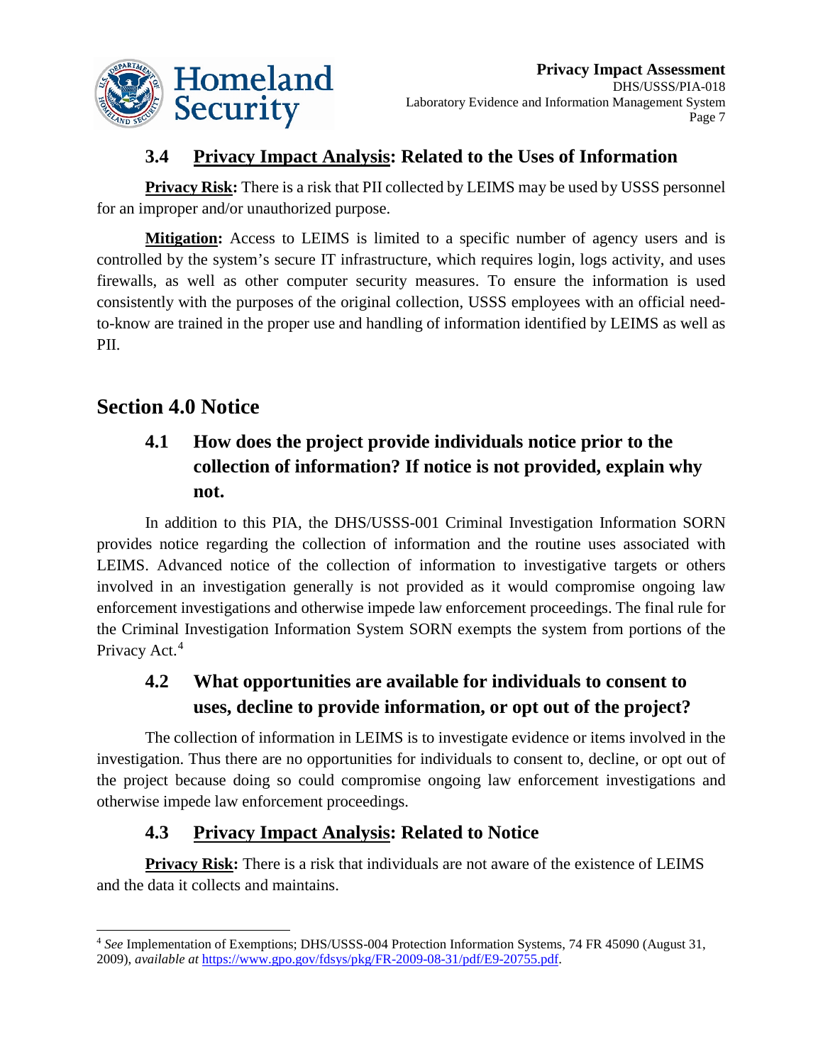### 3.4 Privacy Impact Analysis: Related to the Uses of Information

**Privacy Risk:** There is a risk that PII collected by LEIMS may be used by USSS personnel for an improper and/or unauthorized purpose.

**Mitigation:** Access to LEIMS is limited to a specific number of agency users and is controlled by the system's secure IT infrastructure, which requires login, logs activity, and uses firewalls, as well as other computer security measures. To ensure the information is used consistently with the purposes of the original collection, USSS employees with an official need-to-know are trained in the proper use and handling of information identified by LEIMS as well as PII.

## Section 4.0 Notice

### 4.1 How does the project provide individuals notice prior to the collection of information? If notice is not provided, explain why not.

In addition to this PIA, the DHS/USSS-001 Criminal Investigation Information SORN provides notice regarding the collection of information and the routine uses associated with LEIMS. Advanced notice of the collection of information to investigative targets or others involved in an investigation generally is not provided as it would compromise ongoing law enforcement investigations and otherwise impede law enforcement proceedings. The final rule for the Criminal Investigation Information System SORN exempts the system from portions of the Privacy Act.[4]

### 4.2 What opportunities are available for individuals to consent to uses, decline to provide information, or opt out of the project?

The collection of information in LEIMS is to investigate evidence or items involved in the investigation. Thus there are no opportunities for individuals to consent to, decline, or opt out of the project because doing so could compromise ongoing law enforcement investigations and otherwise impede law enforcement proceedings.

### 4.3 Privacy Impact Analysis: Related to Notice

**Privacy Risk:** There is a risk that individuals are not aware of the existence of LEIMS and the data it collects and maintains.

---

[4] *See* Implementation of Exemptions; DHS/USSS-004 Protection Information Systems, 74 FR 45090 (August 31, 2009), *available at* https://www.gpo.gov/fdsys/pkg/FR-2009-08-31/pdf/E9-20755.pdf.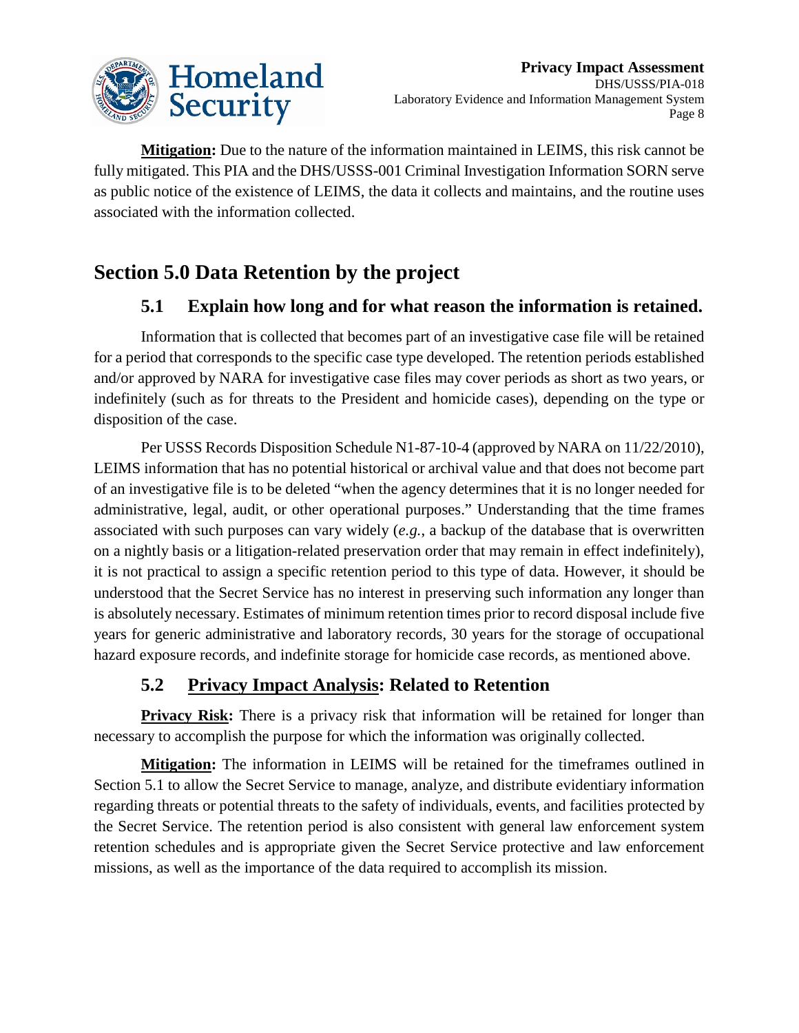**Mitigation:** Due to the nature of the information maintained in LEIMS, this risk cannot be fully mitigated. This PIA and the DHS/USSS-001 Criminal Investigation Information SORN serve as public notice of the existence of LEIMS, the data it collects and maintains, and the routine uses associated with the information collected.

## Section 5.0 Data Retention by the project

### 5.1 Explain how long and for what reason the information is retained.

Information that is collected that becomes part of an investigative case file will be retained for a period that corresponds to the specific case type developed. The retention periods established and/or approved by NARA for investigative case files may cover periods as short as two years, or indefinitely (such as for threats to the President and homicide cases), depending on the type or disposition of the case.

Per USSS Records Disposition Schedule N1-87-10-4 (approved by NARA on 11/22/2010), LEIMS information that has no potential historical or archival value and that does not become part of an investigative file is to be deleted "when the agency determines that it is no longer needed for administrative, legal, audit, or other operational purposes." Understanding that the time frames associated with such purposes can vary widely (*e.g.*, a backup of the database that is overwritten on a nightly basis or a litigation-related preservation order that may remain in effect indefinitely), it is not practical to assign a specific retention period to this type of data. However, it should be understood that the Secret Service has no interest in preserving such information any longer than is absolutely necessary. Estimates of minimum retention times prior to record disposal include five years for generic administrative and laboratory records, 30 years for the storage of occupational hazard exposure records, and indefinite storage for homicide case records, as mentioned above.

### 5.2 Privacy Impact Analysis: Related to Retention

**Privacy Risk:** There is a privacy risk that information will be retained for longer than necessary to accomplish the purpose for which the information was originally collected.

**Mitigation:** The information in LEIMS will be retained for the timeframes outlined in Section 5.1 to allow the Secret Service to manage, analyze, and distribute evidentiary information regarding threats or potential threats to the safety of individuals, events, and facilities protected by the Secret Service. The retention period is also consistent with general law enforcement system retention schedules and is appropriate given the Secret Service protective and law enforcement missions, as well as the importance of the data required to accomplish its mission.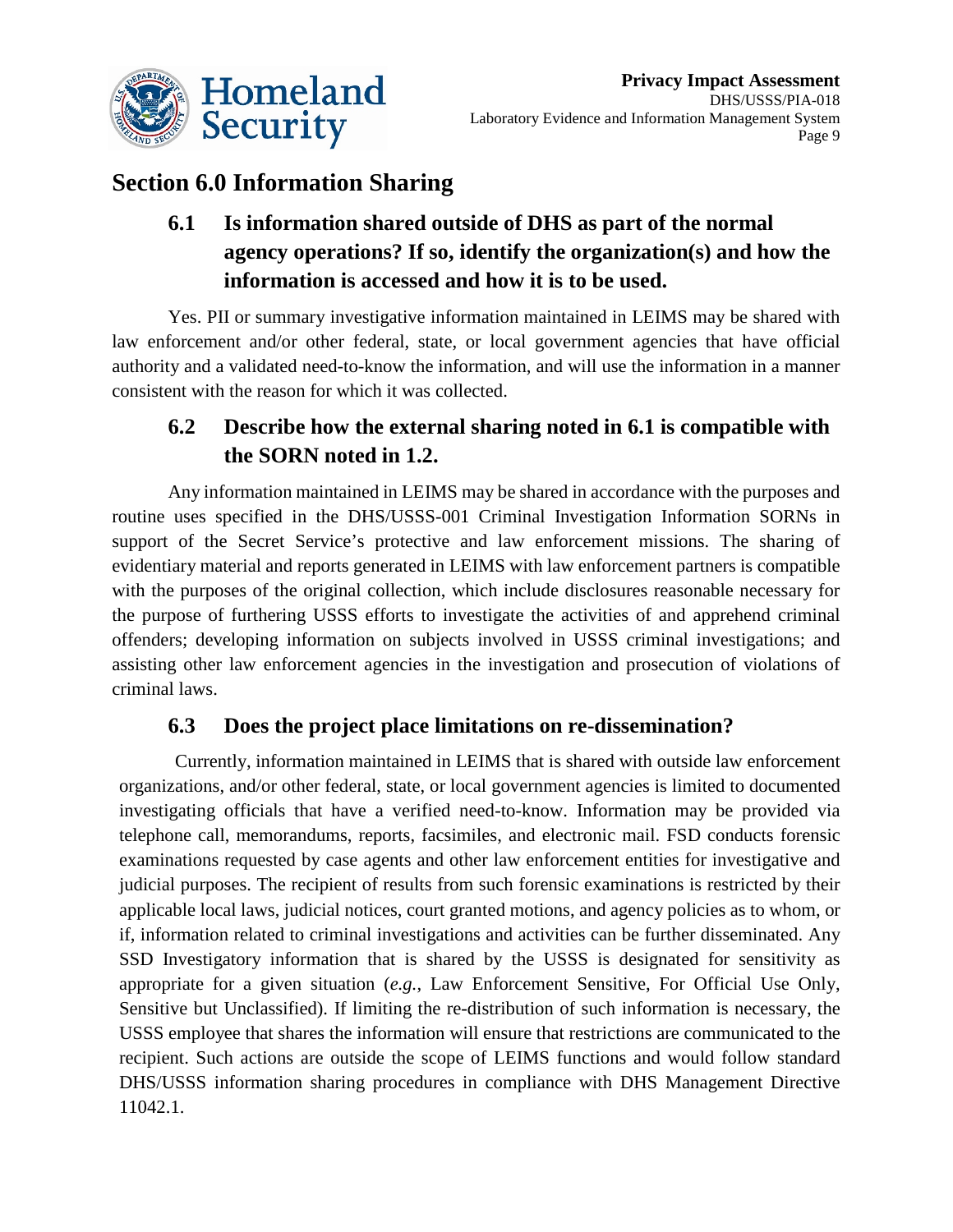# Section 6.0 Information Sharing

## 6.1 Is information shared outside of DHS as part of the normal agency operations? If so, identify the organization(s) and how the information is accessed and how it is to be used.

Yes. PII or summary investigative information maintained in LEIMS may be shared with law enforcement and/or other federal, state, or local government agencies that have official authority and a validated need-to-know the information, and will use the information in a manner consistent with the reason for which it was collected.

## 6.2 Describe how the external sharing noted in 6.1 is compatible with the SORN noted in 1.2.

Any information maintained in LEIMS may be shared in accordance with the purposes and routine uses specified in the DHS/USSS-001 Criminal Investigation Information SORNs in support of the Secret Service's protective and law enforcement missions. The sharing of evidentiary material and reports generated in LEIMS with law enforcement partners is compatible with the purposes of the original collection, which include disclosures reasonable necessary for the purpose of furthering USSS efforts to investigate the activities of and apprehend criminal offenders; developing information on subjects involved in USSS criminal investigations; and assisting other law enforcement agencies in the investigation and prosecution of violations of criminal laws.

## 6.3 Does the project place limitations on re-dissemination?

Currently, information maintained in LEIMS that is shared with outside law enforcement organizations, and/or other federal, state, or local government agencies is limited to documented investigating officials that have a verified need-to-know. Information may be provided via telephone call, memorandums, reports, facsimiles, and electronic mail. FSD conducts forensic examinations requested by case agents and other law enforcement entities for investigative and judicial purposes. The recipient of results from such forensic examinations is restricted by their applicable local laws, judicial notices, court granted motions, and agency policies as to whom, or if, information related to criminal investigations and activities can be further disseminated. Any SSD Investigatory information that is shared by the USSS is designated for sensitivity as appropriate for a given situation (*e.g.*, Law Enforcement Sensitive, For Official Use Only, Sensitive but Unclassified). If limiting the re-distribution of such information is necessary, the USSS employee that shares the information will ensure that restrictions are communicated to the recipient. Such actions are outside the scope of LEIMS functions and would follow standard DHS/USSS information sharing procedures in compliance with DHS Management Directive 11042.1.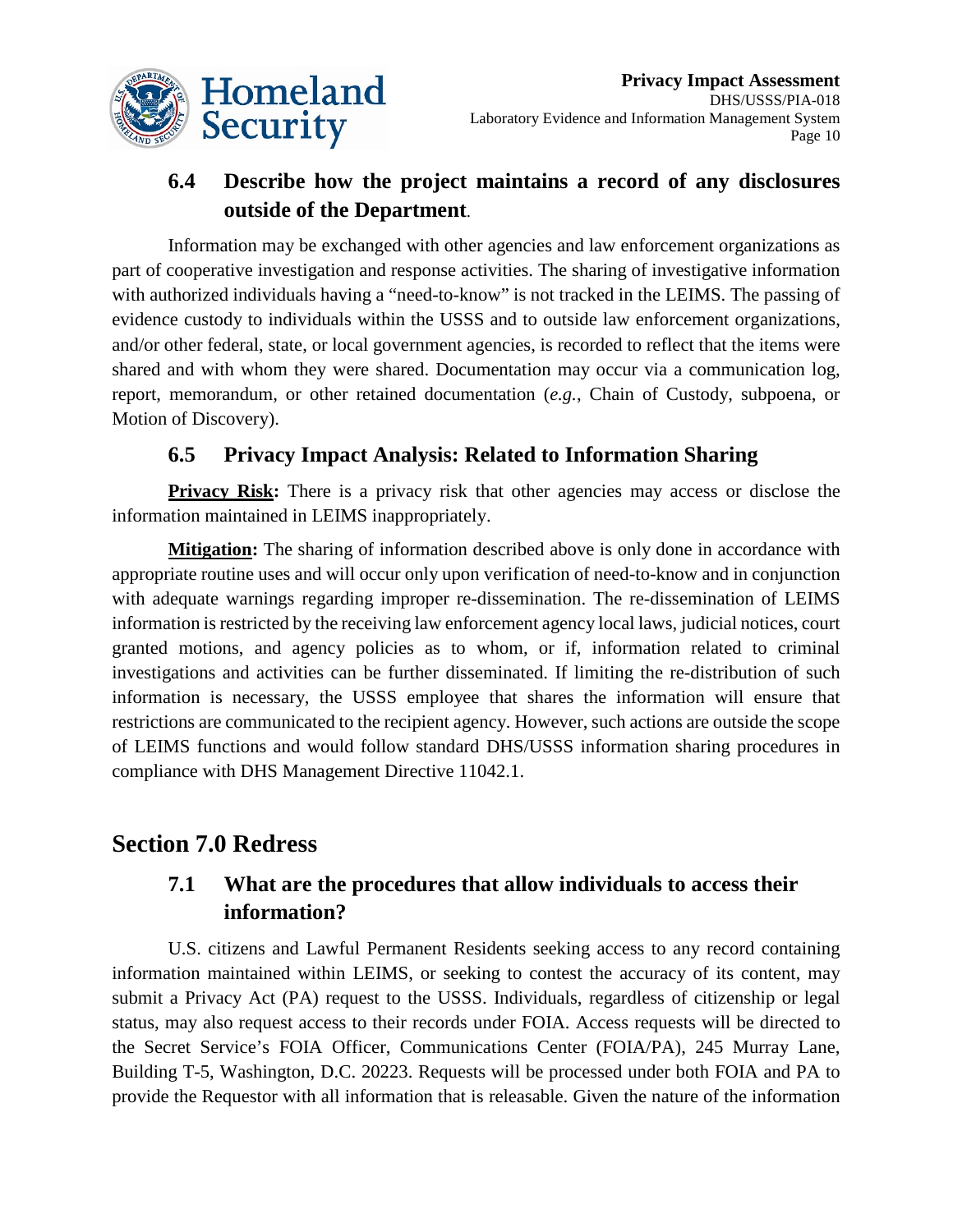### 6.4 Describe how the project maintains a record of any disclosures outside of the Department.

Information may be exchanged with other agencies and law enforcement organizations as part of cooperative investigation and response activities. The sharing of investigative information with authorized individuals having a "need-to-know" is not tracked in the LEIMS. The passing of evidence custody to individuals within the USSS and to outside law enforcement organizations, and/or other federal, state, or local government agencies, is recorded to reflect that the items were shared and with whom they were shared. Documentation may occur via a communication log, report, memorandum, or other retained documentation (*e.g.*, Chain of Custody, subpoena, or Motion of Discovery).

### 6.5 Privacy Impact Analysis: Related to Information Sharing

**Privacy Risk:** There is a privacy risk that other agencies may access or disclose the information maintained in LEIMS inappropriately.

**Mitigation:** The sharing of information described above is only done in accordance with appropriate routine uses and will occur only upon verification of need-to-know and in conjunction with adequate warnings regarding improper re-dissemination. The re-dissemination of LEIMS information is restricted by the receiving law enforcement agency local laws, judicial notices, court granted motions, and agency policies as to whom, or if, information related to criminal investigations and activities can be further disseminated. If limiting the re-distribution of such information is necessary, the USSS employee that shares the information will ensure that restrictions are communicated to the recipient agency. However, such actions are outside the scope of LEIMS functions and would follow standard DHS/USSS information sharing procedures in compliance with DHS Management Directive 11042.1.

## Section 7.0 Redress

### 7.1 What are the procedures that allow individuals to access their information?

U.S. citizens and Lawful Permanent Residents seeking access to any record containing information maintained within LEIMS, or seeking to contest the accuracy of its content, may submit a Privacy Act (PA) request to the USSS. Individuals, regardless of citizenship or legal status, may also request access to their records under FOIA. Access requests will be directed to the Secret Service's FOIA Officer, Communications Center (FOIA/PA), 245 Murray Lane, Building T-5, Washington, D.C. 20223. Requests will be processed under both FOIA and PA to provide the Requestor with all information that is releasable. Given the nature of the information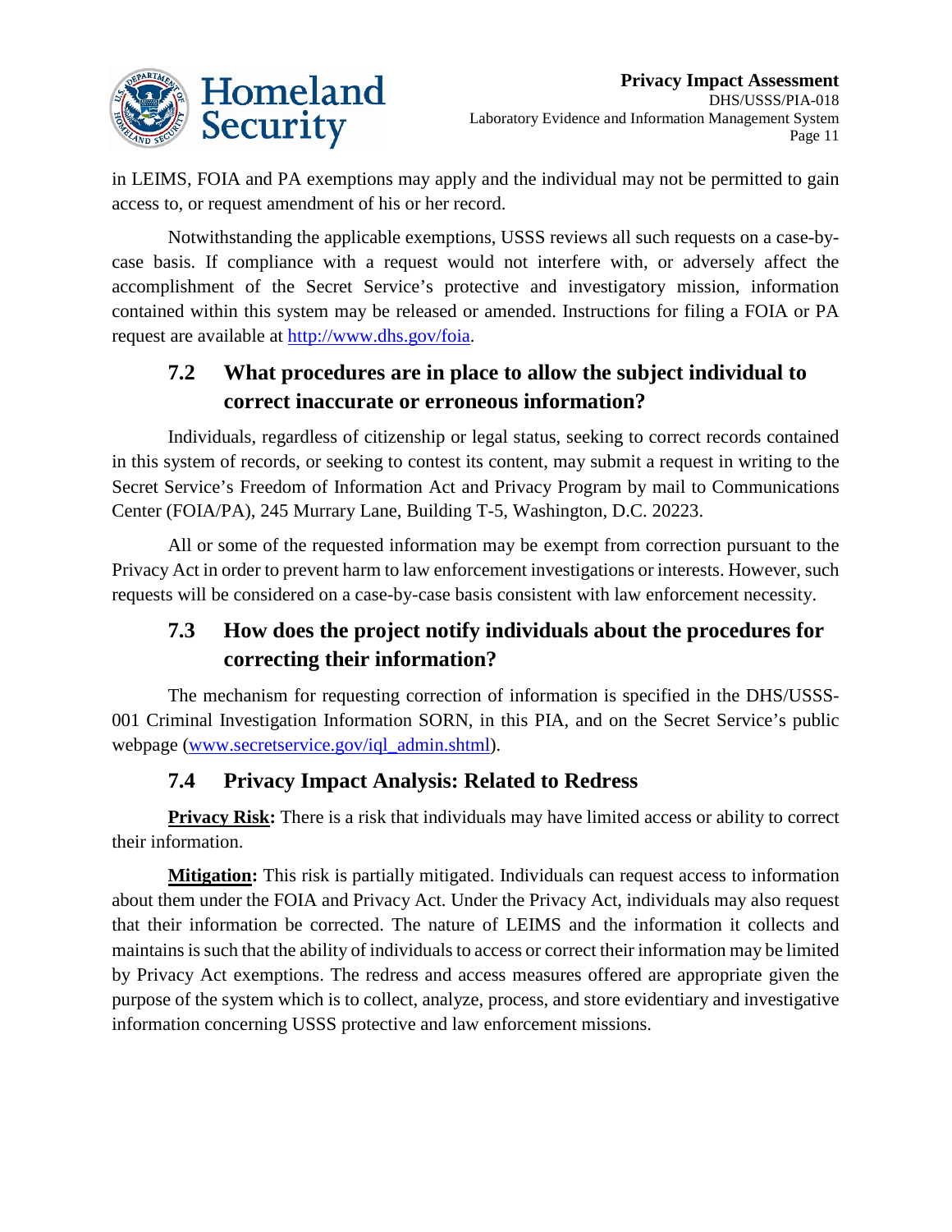in LEIMS, FOIA and PA exemptions may apply and the individual may not be permitted to gain access to, or request amendment of his or her record.

Notwithstanding the applicable exemptions, USSS reviews all such requests on a case-by-case basis. If compliance with a request would not interfere with, or adversely affect the accomplishment of the Secret Service's protective and investigatory mission, information contained within this system may be released or amended. Instructions for filing a FOIA or PA request are available at [http://www.dhs.gov/foia](http://www.dhs.gov/foia).

## 7.2 What procedures are in place to allow the subject individual to correct inaccurate or erroneous information?

Individuals, regardless of citizenship or legal status, seeking to correct records contained in this system of records, or seeking to contest its content, may submit a request in writing to the Secret Service's Freedom of Information Act and Privacy Program by mail to Communications Center (FOIA/PA), 245 Murrary Lane, Building T-5, Washington, D.C. 20223.

All or some of the requested information may be exempt from correction pursuant to the Privacy Act in order to prevent harm to law enforcement investigations or interests. However, such requests will be considered on a case-by-case basis consistent with law enforcement necessity.

## 7.3 How does the project notify individuals about the procedures for correcting their information?

The mechanism for requesting correction of information is specified in the DHS/USSS-001 Criminal Investigation Information SORN, in this PIA, and on the Secret Service's public webpage ([www.secretservice.gov/iql_admin.shtml](www.secretservice.gov/iql_admin.shtml)).

## 7.4 Privacy Impact Analysis: Related to Redress

**Privacy Risk:** There is a risk that individuals may have limited access or ability to correct their information.

**Mitigation:** This risk is partially mitigated. Individuals can request access to information about them under the FOIA and Privacy Act. Under the Privacy Act, individuals may also request that their information be corrected. The nature of LEIMS and the information it collects and maintains is such that the ability of individuals to access or correct their information may be limited by Privacy Act exemptions. The redress and access measures offered are appropriate given the purpose of the system which is to collect, analyze, process, and store evidentiary and investigative information concerning USSS protective and law enforcement missions.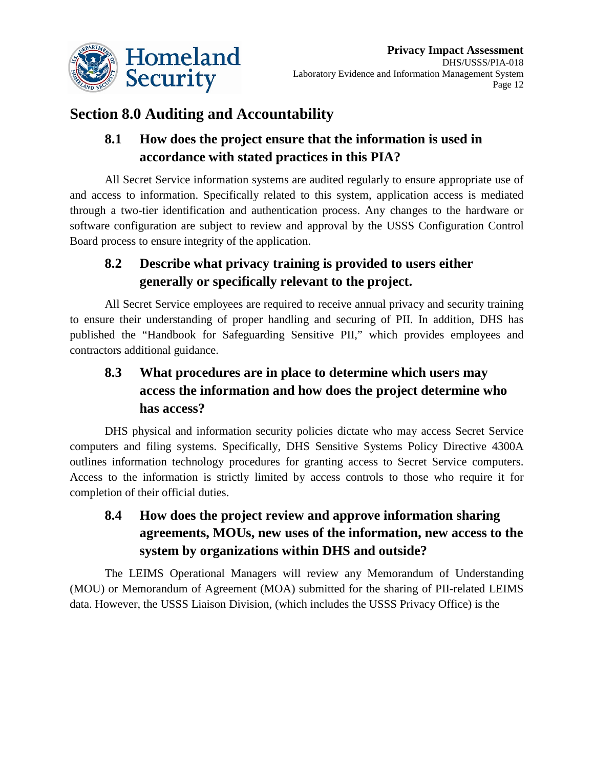## Section 8.0 Auditing and Accountability

### 8.1 How does the project ensure that the information is used in accordance with stated practices in this PIA?

All Secret Service information systems are audited regularly to ensure appropriate use of and access to information. Specifically related to this system, application access is mediated through a two-tier identification and authentication process. Any changes to the hardware or software configuration are subject to review and approval by the USSS Configuration Control Board process to ensure integrity of the application.

### 8.2 Describe what privacy training is provided to users either generally or specifically relevant to the project.

All Secret Service employees are required to receive annual privacy and security training to ensure their understanding of proper handling and securing of PII. In addition, DHS has published the "Handbook for Safeguarding Sensitive PII," which provides employees and contractors additional guidance.

### 8.3 What procedures are in place to determine which users may access the information and how does the project determine who has access?

DHS physical and information security policies dictate who may access Secret Service computers and filing systems. Specifically, DHS Sensitive Systems Policy Directive 4300A outlines information technology procedures for granting access to Secret Service computers. Access to the information is strictly limited by access controls to those who require it for completion of their official duties.

### 8.4 How does the project review and approve information sharing agreements, MOUs, new uses of the information, new access to the system by organizations within DHS and outside?

The LEIMS Operational Managers will review any Memorandum of Understanding (MOU) or Memorandum of Agreement (MOA) submitted for the sharing of PII-related LEIMS data. However, the USSS Liaison Division, (which includes the USSS Privacy Office) is the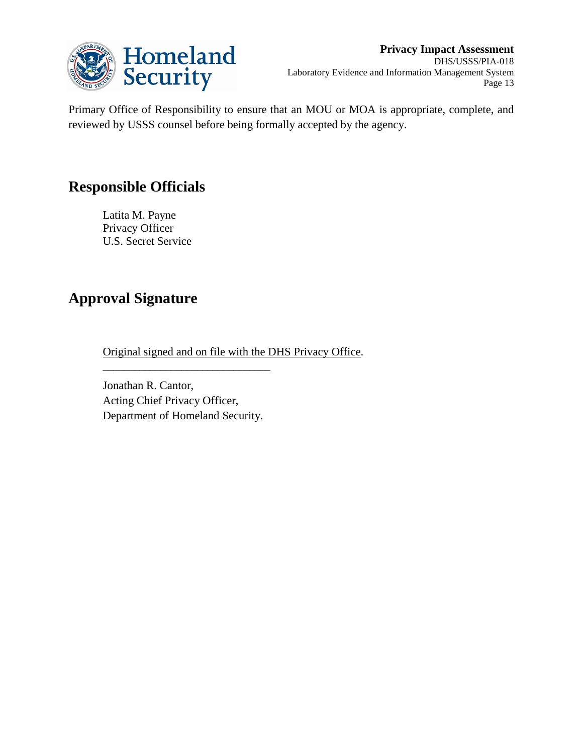Primary Office of Responsibility to ensure that an MOU or MOA is appropriate, complete, and reviewed by USSS counsel before being formally accepted by the agency.

## Responsible Officials

Latita M. Payne
Privacy Officer
U.S. Secret Service

## Approval Signature

Original signed and on file with the DHS Privacy Office.

\_\_\_\_\_\_\_\_\_\_\_\_\_\_\_\_\_\_\_\_\_\_\_\_\_\_\_\_\_\_

Jonathan R. Cantor,
Acting Chief Privacy Officer,
Department of Homeland Security.